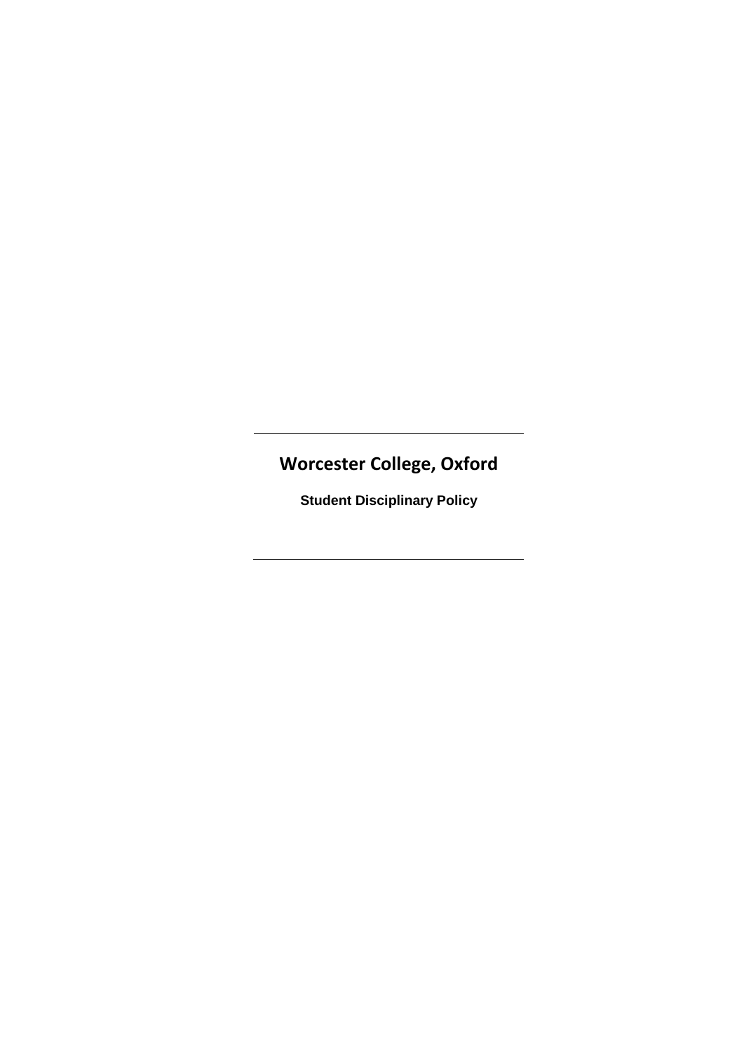# Worcester College, Oxford

**Student Disciplinary Policy**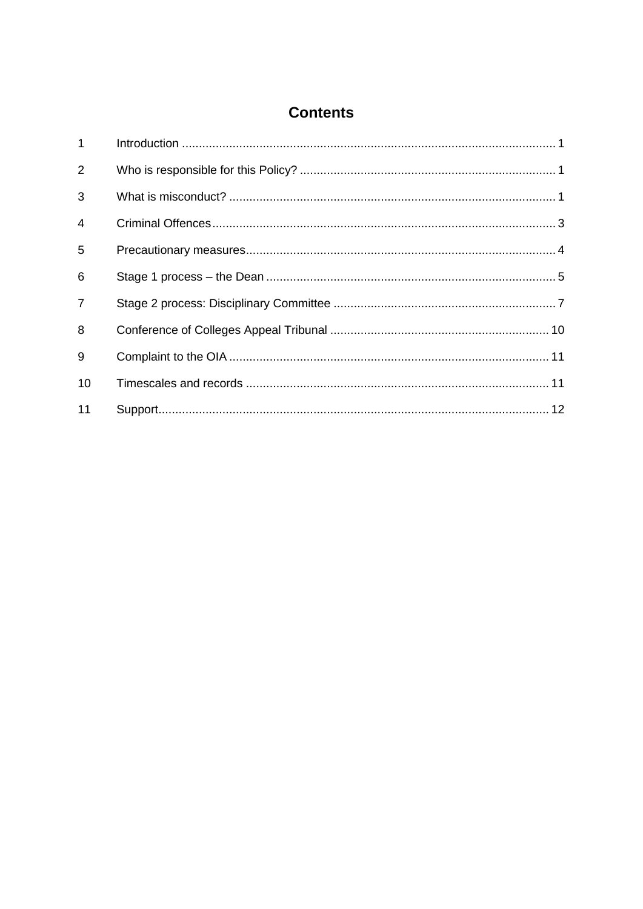# Contents

| | | |
|---|---|---|
| 1 | Introduction | 1 |
| 2 | Who is responsible for this Policy? | 1 |
| 3 | What is misconduct? | 1 |
| 4 | Criminal Offences | 3 |
| 5 | Precautionary measures | 4 |
| 6 | Stage 1 process – the Dean | 5 |
| 7 | Stage 2 process: Disciplinary Committee | 7 |
| 8 | Conference of Colleges Appeal Tribunal | 10 |
| 9 | Complaint to the OIA | 11 |
| 10 | Timescales and records | 11 |
| 11 | Support | 12 |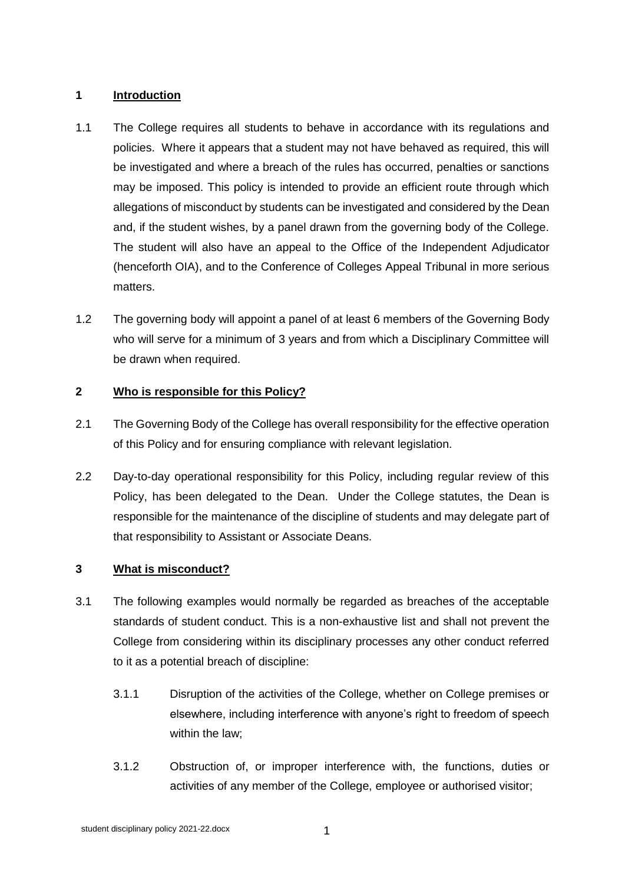## 1 Introduction

1.1 The College requires all students to behave in accordance with its regulations and policies. Where it appears that a student may not have behaved as required, this will be investigated and where a breach of the rules has occurred, penalties or sanctions may be imposed. This policy is intended to provide an efficient route through which allegations of misconduct by students can be investigated and considered by the Dean and, if the student wishes, by a panel drawn from the governing body of the College. The student will also have an appeal to the Office of the Independent Adjudicator (henceforth OIA), and to the Conference of Colleges Appeal Tribunal in more serious matters.

1.2 The governing body will appoint a panel of at least 6 members of the Governing Body who will serve for a minimum of 3 years and from which a Disciplinary Committee will be drawn when required.

## 2 Who is responsible for this Policy?

2.1 The Governing Body of the College has overall responsibility for the effective operation of this Policy and for ensuring compliance with relevant legislation.

2.2 Day-to-day operational responsibility for this Policy, including regular review of this Policy, has been delegated to the Dean. Under the College statutes, the Dean is responsible for the maintenance of the discipline of students and may delegate part of that responsibility to Assistant or Associate Deans.

## 3 What is misconduct?

3.1 The following examples would normally be regarded as breaches of the acceptable standards of student conduct. This is a non-exhaustive list and shall not prevent the College from considering within its disciplinary processes any other conduct referred to it as a potential breach of discipline:

3.1.1 Disruption of the activities of the College, whether on College premises or elsewhere, including interference with anyone's right to freedom of speech within the law;

3.1.2 Obstruction of, or improper interference with, the functions, duties or activities of any member of the College, employee or authorised visitor;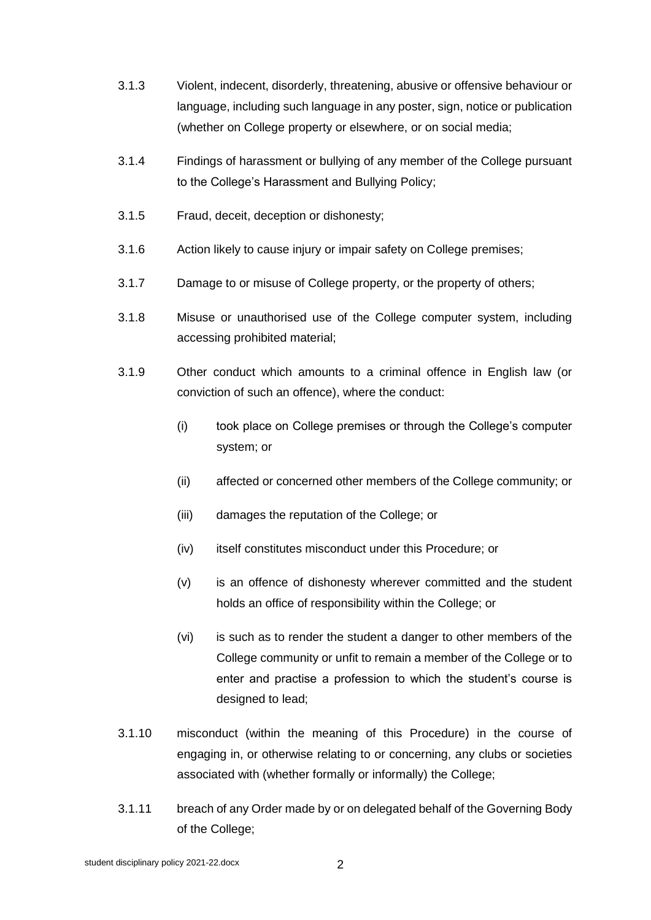3.1.3 Violent, indecent, disorderly, threatening, abusive or offensive behaviour or language, including such language in any poster, sign, notice or publication (whether on College property or elsewhere, or on social media;

3.1.4 Findings of harassment or bullying of any member of the College pursuant to the College's Harassment and Bullying Policy;

3.1.5 Fraud, deceit, deception or dishonesty;

3.1.6 Action likely to cause injury or impair safety on College premises;

3.1.7 Damage to or misuse of College property, or the property of others;

3.1.8 Misuse or unauthorised use of the College computer system, including accessing prohibited material;

3.1.9 Other conduct which amounts to a criminal offence in English law (or conviction of such an offence), where the conduct:

- (i) took place on College premises or through the College's computer system; or
- (ii) affected or concerned other members of the College community; or
- (iii) damages the reputation of the College; or
- (iv) itself constitutes misconduct under this Procedure; or
- (v) is an offence of dishonesty wherever committed and the student holds an office of responsibility within the College; or
- (vi) is such as to render the student a danger to other members of the College community or unfit to remain a member of the College or to enter and practise a profession to which the student's course is designed to lead;

3.1.10 misconduct (within the meaning of this Procedure) in the course of engaging in, or otherwise relating to or concerning, any clubs or societies associated with (whether formally or informally) the College;

3.1.11 breach of any Order made by or on delegated behalf of the Governing Body of the College;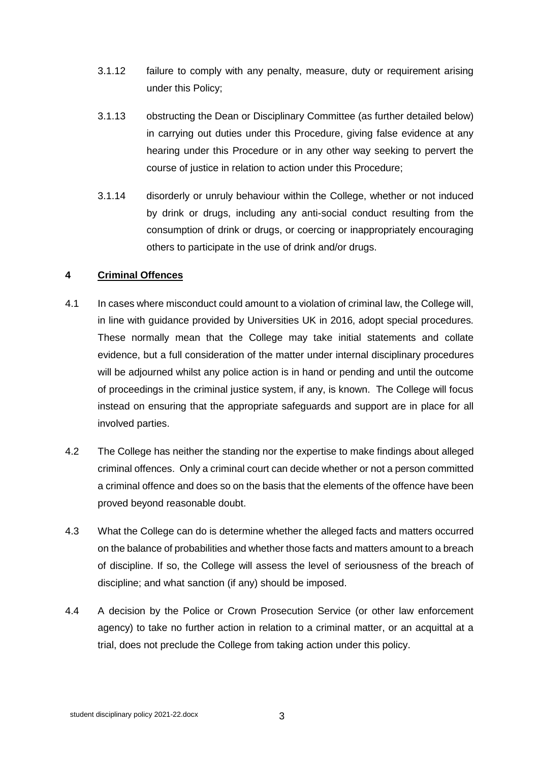3.1.12 failure to comply with any penalty, measure, duty or requirement arising under this Policy;

3.1.13 obstructing the Dean or Disciplinary Committee (as further detailed below) in carrying out duties under this Procedure, giving false evidence at any hearing under this Procedure or in any other way seeking to pervert the course of justice in relation to action under this Procedure;

3.1.14 disorderly or unruly behaviour within the College, whether or not induced by drink or drugs, including any anti-social conduct resulting from the consumption of drink or drugs, or coercing or inappropriately encouraging others to participate in the use of drink and/or drugs.

## 4 Criminal Offences

4.1 In cases where misconduct could amount to a violation of criminal law, the College will, in line with guidance provided by Universities UK in 2016, adopt special procedures. These normally mean that the College may take initial statements and collate evidence, but a full consideration of the matter under internal disciplinary procedures will be adjourned whilst any police action is in hand or pending and until the outcome of proceedings in the criminal justice system, if any, is known. The College will focus instead on ensuring that the appropriate safeguards and support are in place for all involved parties.

4.2 The College has neither the standing nor the expertise to make findings about alleged criminal offences. Only a criminal court can decide whether or not a person committed a criminal offence and does so on the basis that the elements of the offence have been proved beyond reasonable doubt.

4.3 What the College can do is determine whether the alleged facts and matters occurred on the balance of probabilities and whether those facts and matters amount to a breach of discipline. If so, the College will assess the level of seriousness of the breach of discipline; and what sanction (if any) should be imposed.

4.4 A decision by the Police or Crown Prosecution Service (or other law enforcement agency) to take no further action in relation to a criminal matter, or an acquittal at a trial, does not preclude the College from taking action under this policy.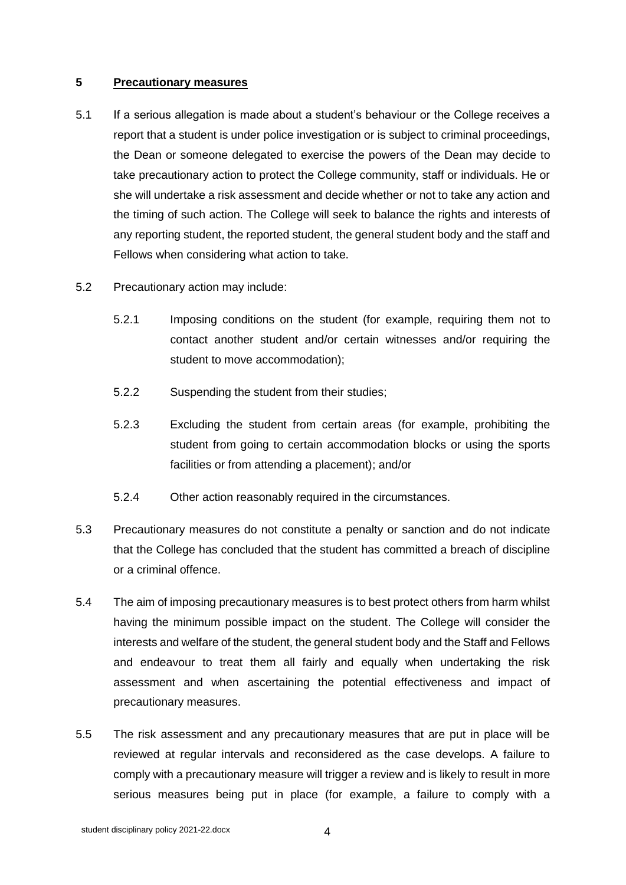## 5 Precautionary measures

5.1 If a serious allegation is made about a student's behaviour or the College receives a report that a student is under police investigation or is subject to criminal proceedings, the Dean or someone delegated to exercise the powers of the Dean may decide to take precautionary action to protect the College community, staff or individuals. He or she will undertake a risk assessment and decide whether or not to take any action and the timing of such action. The College will seek to balance the rights and interests of any reporting student, the reported student, the general student body and the staff and Fellows when considering what action to take.

5.2 Precautionary action may include:

5.2.1 Imposing conditions on the student (for example, requiring them not to contact another student and/or certain witnesses and/or requiring the student to move accommodation);

5.2.2 Suspending the student from their studies;

5.2.3 Excluding the student from certain areas (for example, prohibiting the student from going to certain accommodation blocks or using the sports facilities or from attending a placement); and/or

5.2.4 Other action reasonably required in the circumstances.

5.3 Precautionary measures do not constitute a penalty or sanction and do not indicate that the College has concluded that the student has committed a breach of discipline or a criminal offence.

5.4 The aim of imposing precautionary measures is to best protect others from harm whilst having the minimum possible impact on the student. The College will consider the interests and welfare of the student, the general student body and the Staff and Fellows and endeavour to treat them all fairly and equally when undertaking the risk assessment and when ascertaining the potential effectiveness and impact of precautionary measures.

5.5 The risk assessment and any precautionary measures that are put in place will be reviewed at regular intervals and reconsidered as the case develops. A failure to comply with a precautionary measure will trigger a review and is likely to result in more serious measures being put in place (for example, a failure to comply with a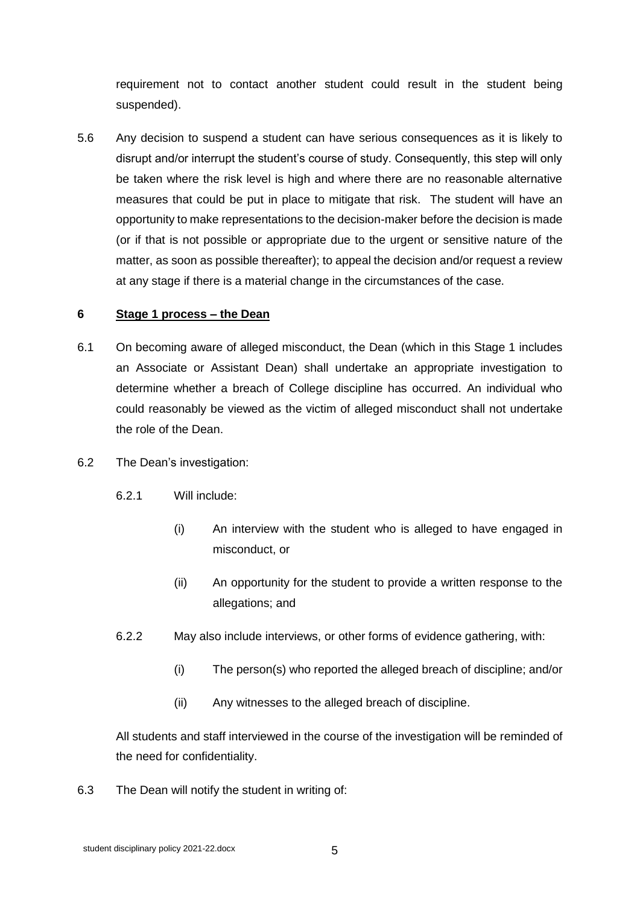requirement not to contact another student could result in the student being suspended).

5.6 Any decision to suspend a student can have serious consequences as it is likely to disrupt and/or interrupt the student's course of study. Consequently, this step will only be taken where the risk level is high and where there are no reasonable alternative measures that could be put in place to mitigate that risk. The student will have an opportunity to make representations to the decision-maker before the decision is made (or if that is not possible or appropriate due to the urgent or sensitive nature of the matter, as soon as possible thereafter); to appeal the decision and/or request a review at any stage if there is a material change in the circumstances of the case.

## 6 Stage 1 process – the Dean

6.1 On becoming aware of alleged misconduct, the Dean (which in this Stage 1 includes an Associate or Assistant Dean) shall undertake an appropriate investigation to determine whether a breach of College discipline has occurred. An individual who could reasonably be viewed as the victim of alleged misconduct shall not undertake the role of the Dean.

6.2 The Dean's investigation:

6.2.1 Will include:

(i) An interview with the student who is alleged to have engaged in misconduct, or

(ii) An opportunity for the student to provide a written response to the allegations; and

6.2.2 May also include interviews, or other forms of evidence gathering, with:

(i) The person(s) who reported the alleged breach of discipline; and/or

(ii) Any witnesses to the alleged breach of discipline.

All students and staff interviewed in the course of the investigation will be reminded of the need for confidentiality.

6.3 The Dean will notify the student in writing of: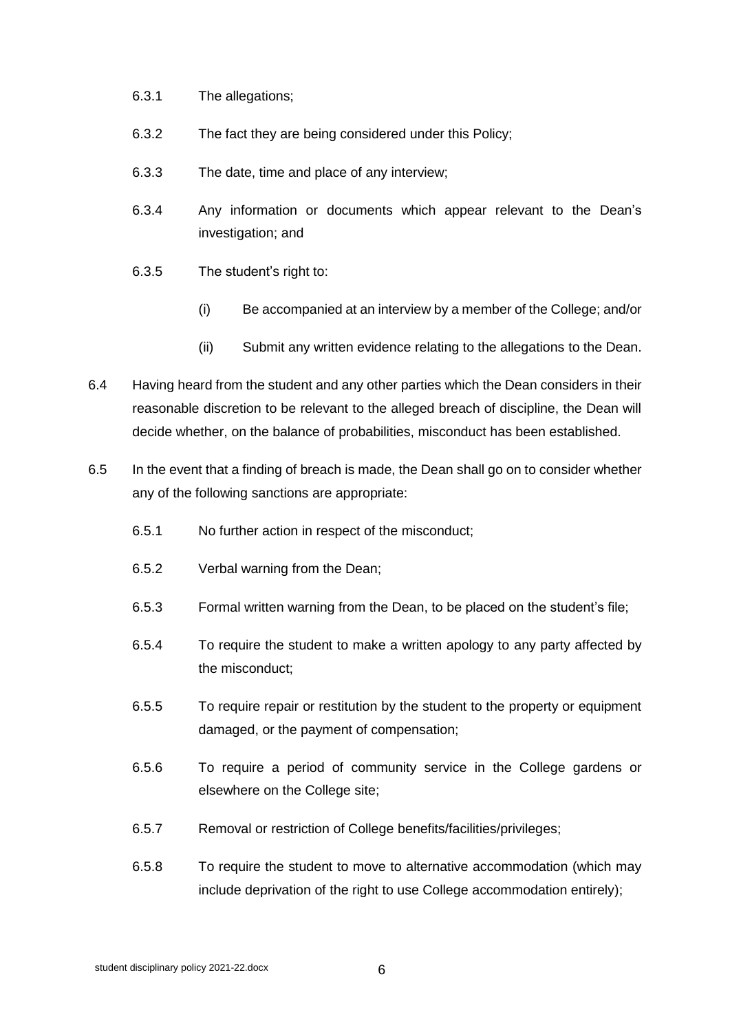6.3.1 The allegations;

6.3.2 The fact they are being considered under this Policy;

6.3.3 The date, time and place of any interview;

6.3.4 Any information or documents which appear relevant to the Dean's investigation; and

6.3.5 The student's right to:

(i) Be accompanied at an interview by a member of the College; and/or

(ii) Submit any written evidence relating to the allegations to the Dean.

6.4 Having heard from the student and any other parties which the Dean considers in their reasonable discretion to be relevant to the alleged breach of discipline, the Dean will decide whether, on the balance of probabilities, misconduct has been established.

6.5 In the event that a finding of breach is made, the Dean shall go on to consider whether any of the following sanctions are appropriate:

6.5.1 No further action in respect of the misconduct;

6.5.2 Verbal warning from the Dean;

6.5.3 Formal written warning from the Dean, to be placed on the student's file;

6.5.4 To require the student to make a written apology to any party affected by the misconduct;

6.5.5 To require repair or restitution by the student to the property or equipment damaged, or the payment of compensation;

6.5.6 To require a period of community service in the College gardens or elsewhere on the College site;

6.5.7 Removal or restriction of College benefits/facilities/privileges;

6.5.8 To require the student to move to alternative accommodation (which may include deprivation of the right to use College accommodation entirely);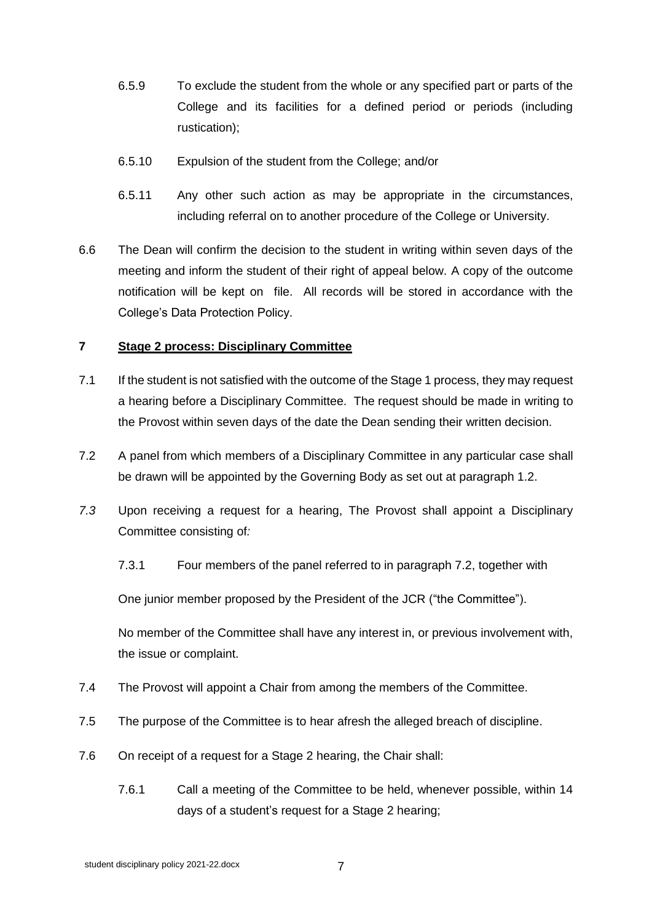6.5.9 To exclude the student from the whole or any specified part or parts of the College and its facilities for a defined period or periods (including rustication);

6.5.10 Expulsion of the student from the College; and/or

6.5.11 Any other such action as may be appropriate in the circumstances, including referral on to another procedure of the College or University.

6.6 The Dean will confirm the decision to the student in writing within seven days of the meeting and inform the student of their right of appeal below. A copy of the outcome notification will be kept on file. All records will be stored in accordance with the College's Data Protection Policy.

## 7 Stage 2 process: Disciplinary Committee

7.1 If the student is not satisfied with the outcome of the Stage 1 process, they may request a hearing before a Disciplinary Committee. The request should be made in writing to the Provost within seven days of the date the Dean sending their written decision.

7.2 A panel from which members of a Disciplinary Committee in any particular case shall be drawn will be appointed by the Governing Body as set out at paragraph 1.2.

*7.3* Upon receiving a request for a hearing, The Provost shall appoint a Disciplinary Committee consisting of*:*

7.3.1 Four members of the panel referred to in paragraph 7.2, together with

One junior member proposed by the President of the JCR ("the Committee").

No member of the Committee shall have any interest in, or previous involvement with, the issue or complaint.

7.4 The Provost will appoint a Chair from among the members of the Committee.

7.5 The purpose of the Committee is to hear afresh the alleged breach of discipline.

7.6 On receipt of a request for a Stage 2 hearing, the Chair shall:

7.6.1 Call a meeting of the Committee to be held, whenever possible, within 14 days of a student's request for a Stage 2 hearing;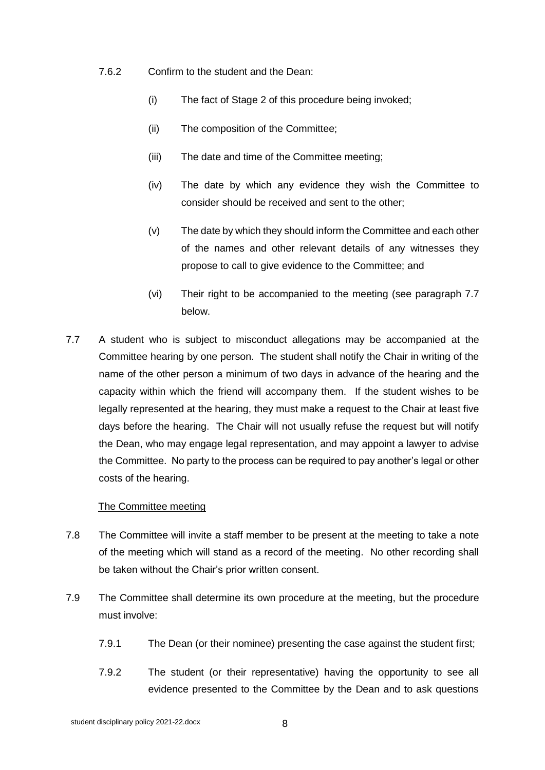7.6.2 Confirm to the student and the Dean:

(i) The fact of Stage 2 of this procedure being invoked;

(ii) The composition of the Committee;

(iii) The date and time of the Committee meeting;

(iv) The date by which any evidence they wish the Committee to consider should be received and sent to the other;

(v) The date by which they should inform the Committee and each other of the names and other relevant details of any witnesses they propose to call to give evidence to the Committee; and

(vi) Their right to be accompanied to the meeting (see paragraph 7.7 below.

7.7 A student who is subject to misconduct allegations may be accompanied at the Committee hearing by one person. The student shall notify the Chair in writing of the name of the other person a minimum of two days in advance of the hearing and the capacity within which the friend will accompany them. If the student wishes to be legally represented at the hearing, they must make a request to the Chair at least five days before the hearing. The Chair will not usually refuse the request but will notify the Dean, who may engage legal representation, and may appoint a lawyer to advise the Committee. No party to the process can be required to pay another's legal or other costs of the hearing.

The Committee meeting

7.8 The Committee will invite a staff member to be present at the meeting to take a note of the meeting which will stand as a record of the meeting. No other recording shall be taken without the Chair's prior written consent.

7.9 The Committee shall determine its own procedure at the meeting, but the procedure must involve:

7.9.1 The Dean (or their nominee) presenting the case against the student first;

7.9.2 The student (or their representative) having the opportunity to see all evidence presented to the Committee by the Dean and to ask questions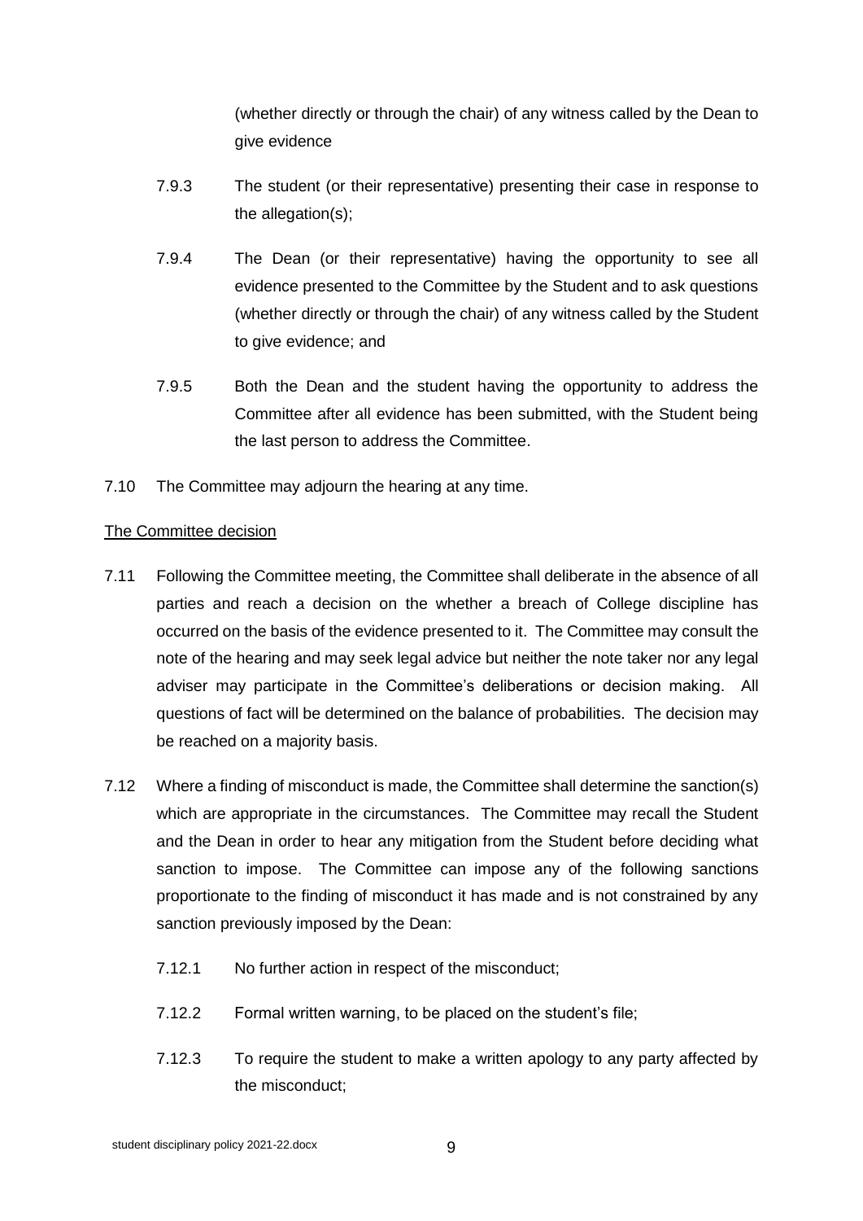(whether directly or through the chair) of any witness called by the Dean to give evidence

7.9.3 The student (or their representative) presenting their case in response to the allegation(s);

7.9.4 The Dean (or their representative) having the opportunity to see all evidence presented to the Committee by the Student and to ask questions (whether directly or through the chair) of any witness called by the Student to give evidence; and

7.9.5 Both the Dean and the student having the opportunity to address the Committee after all evidence has been submitted, with the Student being the last person to address the Committee.

7.10 The Committee may adjourn the hearing at any time.

<u>The Committee decision</u>

7.11 Following the Committee meeting, the Committee shall deliberate in the absence of all parties and reach a decision on the whether a breach of College discipline has occurred on the basis of the evidence presented to it. The Committee may consult the note of the hearing and may seek legal advice but neither the note taker nor any legal adviser may participate in the Committee's deliberations or decision making. All questions of fact will be determined on the balance of probabilities. The decision may be reached on a majority basis.

7.12 Where a finding of misconduct is made, the Committee shall determine the sanction(s) which are appropriate in the circumstances. The Committee may recall the Student and the Dean in order to hear any mitigation from the Student before deciding what sanction to impose. The Committee can impose any of the following sanctions proportionate to the finding of misconduct it has made and is not constrained by any sanction previously imposed by the Dean:

7.12.1 No further action in respect of the misconduct;

7.12.2 Formal written warning, to be placed on the student's file;

7.12.3 To require the student to make a written apology to any party affected by the misconduct;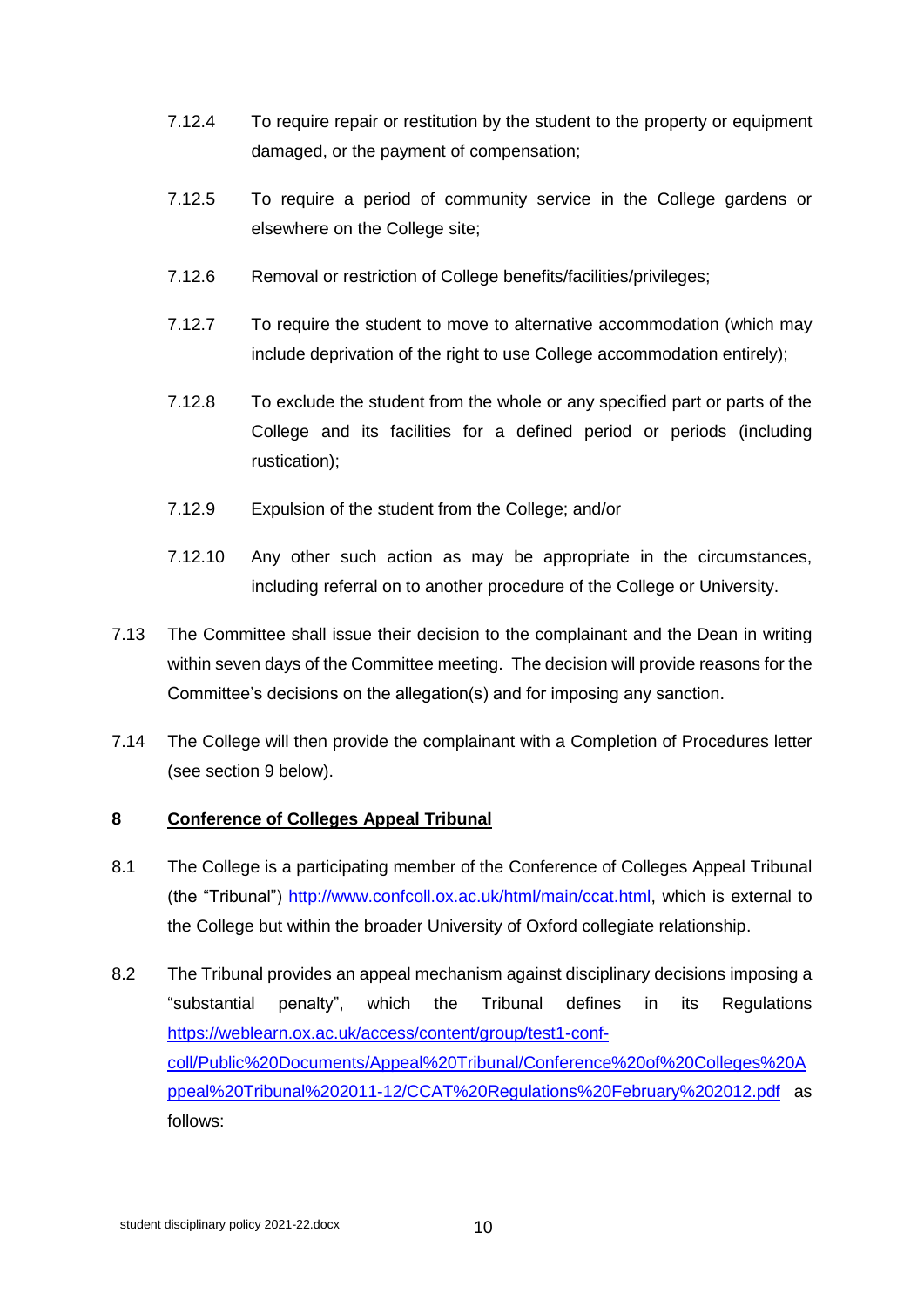7.12.4 To require repair or restitution by the student to the property or equipment damaged, or the payment of compensation;

7.12.5 To require a period of community service in the College gardens or elsewhere on the College site;

7.12.6 Removal or restriction of College benefits/facilities/privileges;

7.12.7 To require the student to move to alternative accommodation (which may include deprivation of the right to use College accommodation entirely);

7.12.8 To exclude the student from the whole or any specified part or parts of the College and its facilities for a defined period or periods (including rustication);

7.12.9 Expulsion of the student from the College; and/or

7.12.10 Any other such action as may be appropriate in the circumstances, including referral on to another procedure of the College or University.

7.13 The Committee shall issue their decision to the complainant and the Dean in writing within seven days of the Committee meeting. The decision will provide reasons for the Committee's decisions on the allegation(s) and for imposing any sanction.

7.14 The College will then provide the complainant with a Completion of Procedures letter (see section 9 below).

## 8 Conference of Colleges Appeal Tribunal

8.1 The College is a participating member of the Conference of Colleges Appeal Tribunal (the "Tribunal") http://www.confcoll.ox.ac.uk/html/main/ccat.html, which is external to the College but within the broader University of Oxford collegiate relationship.

8.2 The Tribunal provides an appeal mechanism against disciplinary decisions imposing a "substantial penalty", which the Tribunal defines in its Regulations https://weblearn.ox.ac.uk/access/content/group/test1-conf-coll/Public%20Documents/Appeal%20Tribunal/Conference%20of%20Colleges%20Appeal%20Tribunal%202011-12/CCAT%20Regulations%20February%202012.pdf as follows: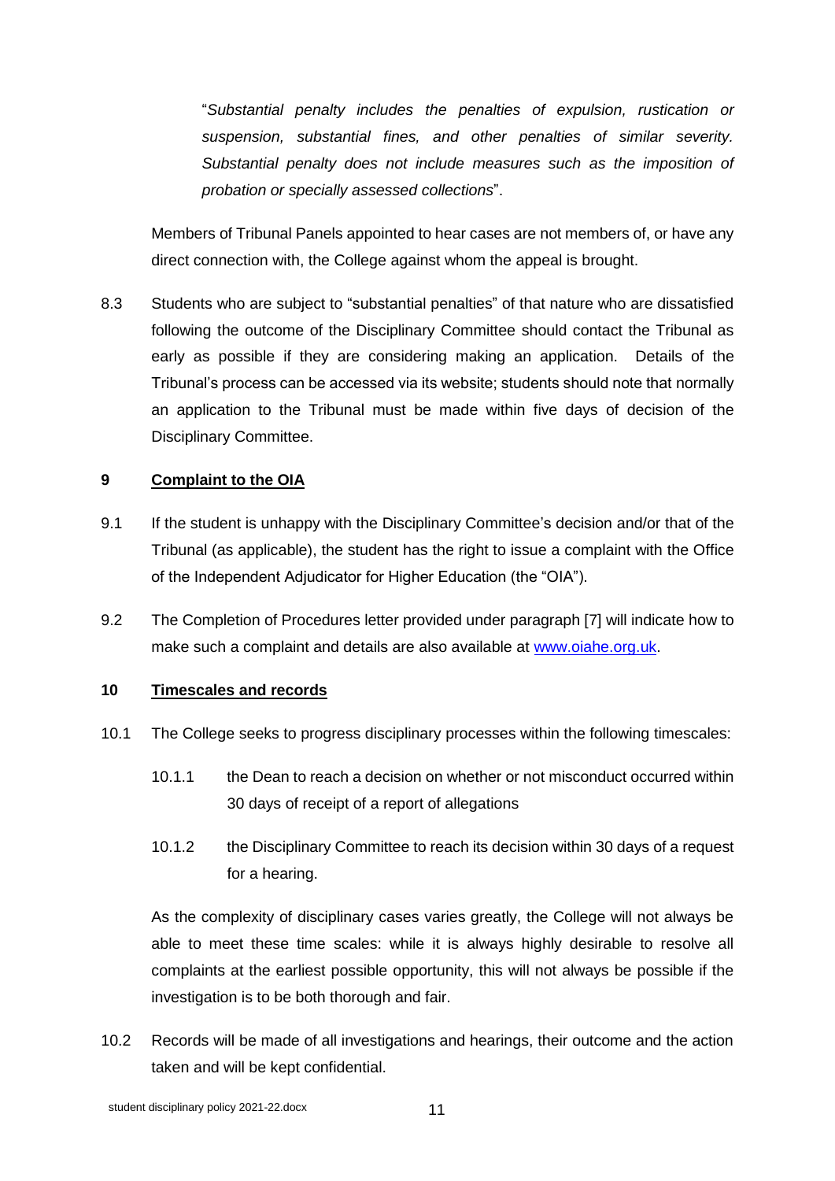"*Substantial penalty includes the penalties of expulsion, rustication or suspension, substantial fines, and other penalties of similar severity. Substantial penalty does not include measures such as the imposition of probation or specially assessed collections*".

Members of Tribunal Panels appointed to hear cases are not members of, or have any direct connection with, the College against whom the appeal is brought.

8.3 Students who are subject to "substantial penalties" of that nature who are dissatisfied following the outcome of the Disciplinary Committee should contact the Tribunal as early as possible if they are considering making an application. Details of the Tribunal's process can be accessed via its website; students should note that normally an application to the Tribunal must be made within five days of decision of the Disciplinary Committee.

**9 Complaint to the OIA**

9.1 If the student is unhappy with the Disciplinary Committee's decision and/or that of the Tribunal (as applicable), the student has the right to issue a complaint with the Office of the Independent Adjudicator for Higher Education (the "OIA").

9.2 The Completion of Procedures letter provided under paragraph [7] will indicate how to make such a complaint and details are also available at www.oiahe.org.uk.

**10 Timescales and records**

10.1 The College seeks to progress disciplinary processes within the following timescales:

10.1.1 the Dean to reach a decision on whether or not misconduct occurred within 30 days of receipt of a report of allegations

10.1.2 the Disciplinary Committee to reach its decision within 30 days of a request for a hearing.

As the complexity of disciplinary cases varies greatly, the College will not always be able to meet these time scales: while it is always highly desirable to resolve all complaints at the earliest possible opportunity, this will not always be possible if the investigation is to be both thorough and fair.

10.2 Records will be made of all investigations and hearings, their outcome and the action taken and will be kept confidential.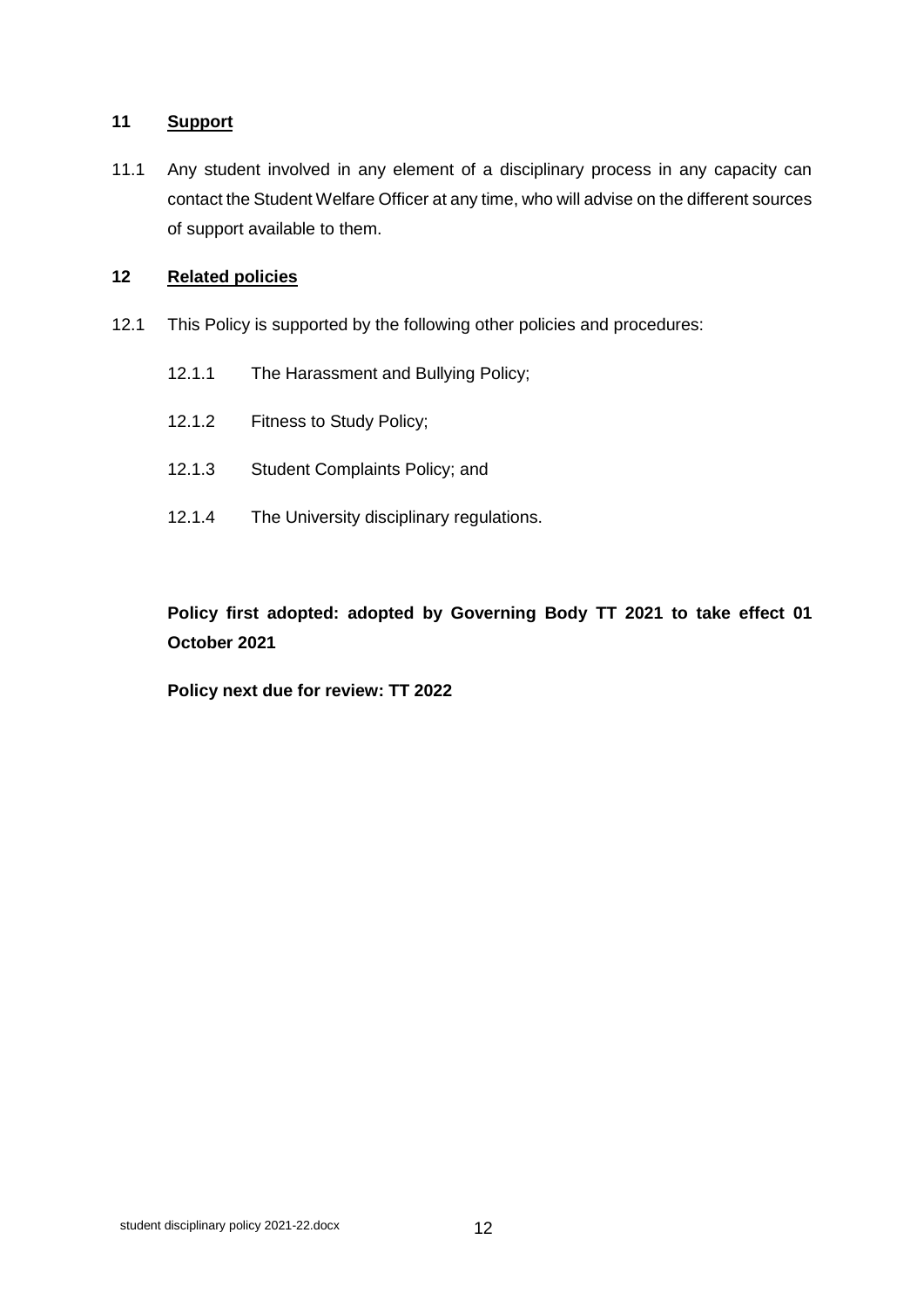## 11 Support

11.1 Any student involved in any element of a disciplinary process in any capacity can contact the Student Welfare Officer at any time, who will advise on the different sources of support available to them.

## 12 Related policies

12.1 This Policy is supported by the following other policies and procedures:

12.1.1 The Harassment and Bullying Policy;

12.1.2 Fitness to Study Policy;

12.1.3 Student Complaints Policy; and

12.1.4 The University disciplinary regulations.

**Policy first adopted: adopted by Governing Body TT 2021 to take effect 01 October 2021**

**Policy next due for review: TT 2022**